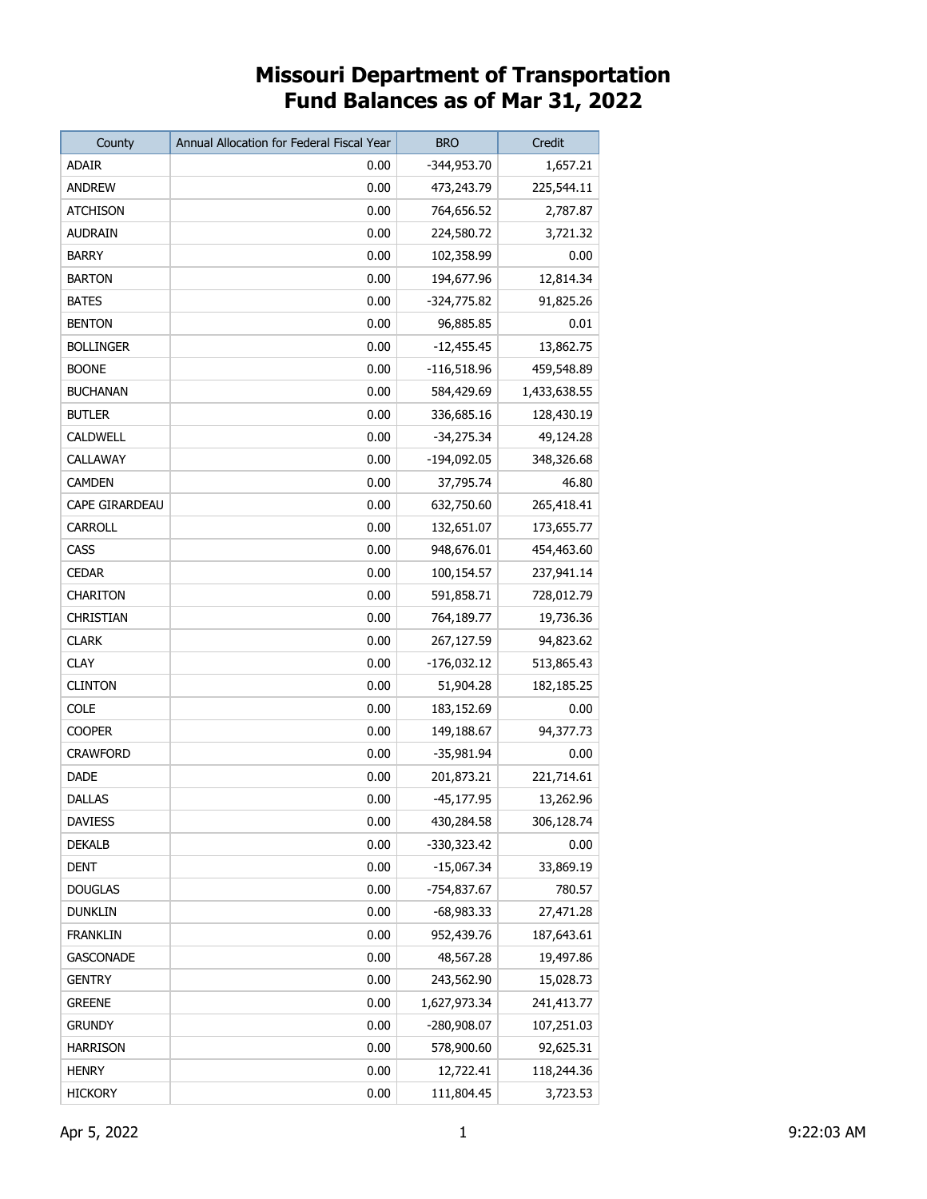# Missouri Department of Transportation Fund Balances as of Mar 31, 2022

| County | Annual Allocation for Federal Fiscal Year | BRO | Credit |
|---|---|---|---|
| ADAIR | 0.00 | -344,953.70 | 1,657.21 |
| ANDREW | 0.00 | 473,243.79 | 225,544.11 |
| ATCHISON | 0.00 | 764,656.52 | 2,787.87 |
| AUDRAIN | 0.00 | 224,580.72 | 3,721.32 |
| BARRY | 0.00 | 102,358.99 | 0.00 |
| BARTON | 0.00 | 194,677.96 | 12,814.34 |
| BATES | 0.00 | -324,775.82 | 91,825.26 |
| BENTON | 0.00 | 96,885.85 | 0.01 |
| BOLLINGER | 0.00 | -12,455.45 | 13,862.75 |
| BOONE | 0.00 | -116,518.96 | 459,548.89 |
| BUCHANAN | 0.00 | 584,429.69 | 1,433,638.55 |
| BUTLER | 0.00 | 336,685.16 | 128,430.19 |
| CALDWELL | 0.00 | -34,275.34 | 49,124.28 |
| CALLAWAY | 0.00 | -194,092.05 | 348,326.68 |
| CAMDEN | 0.00 | 37,795.74 | 46.80 |
| CAPE GIRARDEAU | 0.00 | 632,750.60 | 265,418.41 |
| CARROLL | 0.00 | 132,651.07 | 173,655.77 |
| CASS | 0.00 | 948,676.01 | 454,463.60 |
| CEDAR | 0.00 | 100,154.57 | 237,941.14 |
| CHARITON | 0.00 | 591,858.71 | 728,012.79 |
| CHRISTIAN | 0.00 | 764,189.77 | 19,736.36 |
| CLARK | 0.00 | 267,127.59 | 94,823.62 |
| CLAY | 0.00 | -176,032.12 | 513,865.43 |
| CLINTON | 0.00 | 51,904.28 | 182,185.25 |
| COLE | 0.00 | 183,152.69 | 0.00 |
| COOPER | 0.00 | 149,188.67 | 94,377.73 |
| CRAWFORD | 0.00 | -35,981.94 | 0.00 |
| DADE | 0.00 | 201,873.21 | 221,714.61 |
| DALLAS | 0.00 | -45,177.95 | 13,262.96 |
| DAVIESS | 0.00 | 430,284.58 | 306,128.74 |
| DEKALB | 0.00 | -330,323.42 | 0.00 |
| DENT | 0.00 | -15,067.34 | 33,869.19 |
| DOUGLAS | 0.00 | -754,837.67 | 780.57 |
| DUNKLIN | 0.00 | -68,983.33 | 27,471.28 |
| FRANKLIN | 0.00 | 952,439.76 | 187,643.61 |
| GASCONADE | 0.00 | 48,567.28 | 19,497.86 |
| GENTRY | 0.00 | 243,562.90 | 15,028.73 |
| GREENE | 0.00 | 1,627,973.34 | 241,413.77 |
| GRUNDY | 0.00 | -280,908.07 | 107,251.03 |
| HARRISON | 0.00 | 578,900.60 | 92,625.31 |
| HENRY | 0.00 | 12,722.41 | 118,244.36 |
| HICKORY | 0.00 | 111,804.45 | 3,723.53 |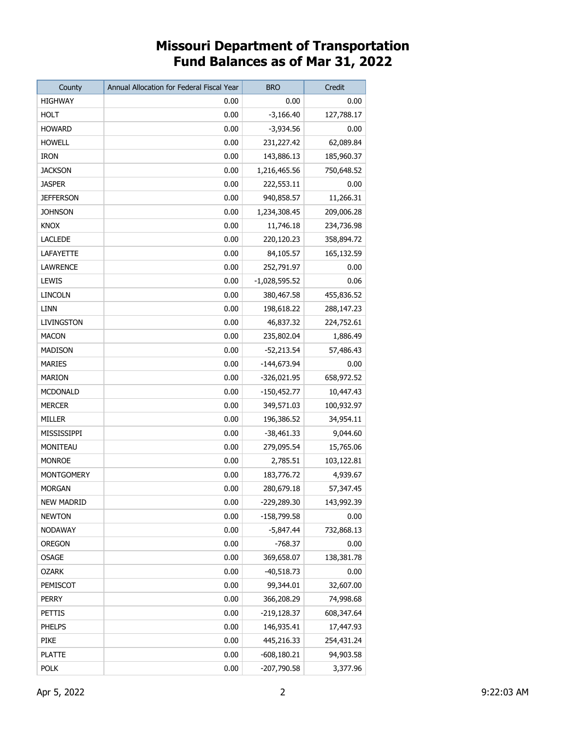# Missouri Department of Transportation
# Fund Balances as of Mar 31, 2022

| County | Annual Allocation for Federal Fiscal Year | BRO | Credit |
|---|---|---|---|
| HIGHWAY | 0.00 | 0.00 | 0.00 |
| HOLT | 0.00 | -3,166.40 | 127,788.17 |
| HOWARD | 0.00 | -3,934.56 | 0.00 |
| HOWELL | 0.00 | 231,227.42 | 62,089.84 |
| IRON | 0.00 | 143,886.13 | 185,960.37 |
| JACKSON | 0.00 | 1,216,465.56 | 750,648.52 |
| JASPER | 0.00 | 222,553.11 | 0.00 |
| JEFFERSON | 0.00 | 940,858.57 | 11,266.31 |
| JOHNSON | 0.00 | 1,234,308.45 | 209,006.28 |
| KNOX | 0.00 | 11,746.18 | 234,736.98 |
| LACLEDE | 0.00 | 220,120.23 | 358,894.72 |
| LAFAYETTE | 0.00 | 84,105.57 | 165,132.59 |
| LAWRENCE | 0.00 | 252,791.97 | 0.00 |
| LEWIS | 0.00 | -1,028,595.52 | 0.06 |
| LINCOLN | 0.00 | 380,467.58 | 455,836.52 |
| LINN | 0.00 | 198,618.22 | 288,147.23 |
| LIVINGSTON | 0.00 | 46,837.32 | 224,752.61 |
| MACON | 0.00 | 235,802.04 | 1,886.49 |
| MADISON | 0.00 | -52,213.54 | 57,486.43 |
| MARIES | 0.00 | -144,673.94 | 0.00 |
| MARION | 0.00 | -326,021.95 | 658,972.52 |
| MCDONALD | 0.00 | -150,452.77 | 10,447.43 |
| MERCER | 0.00 | 349,571.03 | 100,932.97 |
| MILLER | 0.00 | 196,386.52 | 34,954.11 |
| MISSISSIPPI | 0.00 | -38,461.33 | 9,044.60 |
| MONITEAU | 0.00 | 279,095.54 | 15,765.06 |
| MONROE | 0.00 | 2,785.51 | 103,122.81 |
| MONTGOMERY | 0.00 | 183,776.72 | 4,939.67 |
| MORGAN | 0.00 | 280,679.18 | 57,347.45 |
| NEW MADRID | 0.00 | -229,289.30 | 143,992.39 |
| NEWTON | 0.00 | -158,799.58 | 0.00 |
| NODAWAY | 0.00 | -5,847.44 | 732,868.13 |
| OREGON | 0.00 | -768.37 | 0.00 |
| OSAGE | 0.00 | 369,658.07 | 138,381.78 |
| OZARK | 0.00 | -40,518.73 | 0.00 |
| PEMISCOT | 0.00 | 99,344.01 | 32,607.00 |
| PERRY | 0.00 | 366,208.29 | 74,998.68 |
| PETTIS | 0.00 | -219,128.37 | 608,347.64 |
| PHELPS | 0.00 | 146,935.41 | 17,447.93 |
| PIKE | 0.00 | 445,216.33 | 254,431.24 |
| PLATTE | 0.00 | -608,180.21 | 94,903.58 |
| POLK | 0.00 | -207,790.58 | 3,377.96 |

Apr 5, 2022 9:22:03 AM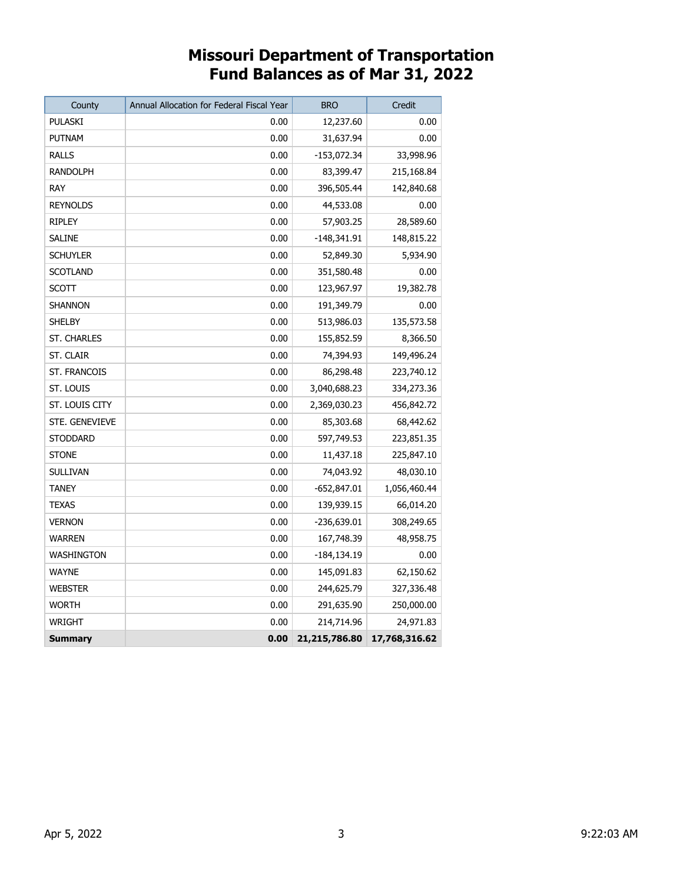# Missouri Department of Transportation Fund Balances as of Mar 31, 2022

| County | Annual Allocation for Federal Fiscal Year | BRO | Credit |
|---|---|---|---|
| PULASKI | 0.00 | 12,237.60 | 0.00 |
| PUTNAM | 0.00 | 31,637.94 | 0.00 |
| RALLS | 0.00 | -153,072.34 | 33,998.96 |
| RANDOLPH | 0.00 | 83,399.47 | 215,168.84 |
| RAY | 0.00 | 396,505.44 | 142,840.68 |
| REYNOLDS | 0.00 | 44,533.08 | 0.00 |
| RIPLEY | 0.00 | 57,903.25 | 28,589.60 |
| SALINE | 0.00 | -148,341.91 | 148,815.22 |
| SCHUYLER | 0.00 | 52,849.30 | 5,934.90 |
| SCOTLAND | 0.00 | 351,580.48 | 0.00 |
| SCOTT | 0.00 | 123,967.97 | 19,382.78 |
| SHANNON | 0.00 | 191,349.79 | 0.00 |
| SHELBY | 0.00 | 513,986.03 | 135,573.58 |
| ST. CHARLES | 0.00 | 155,852.59 | 8,366.50 |
| ST. CLAIR | 0.00 | 74,394.93 | 149,496.24 |
| ST. FRANCOIS | 0.00 | 86,298.48 | 223,740.12 |
| ST. LOUIS | 0.00 | 3,040,688.23 | 334,273.36 |
| ST. LOUIS CITY | 0.00 | 2,369,030.23 | 456,842.72 |
| STE. GENEVIEVE | 0.00 | 85,303.68 | 68,442.62 |
| STODDARD | 0.00 | 597,749.53 | 223,851.35 |
| STONE | 0.00 | 11,437.18 | 225,847.10 |
| SULLIVAN | 0.00 | 74,043.92 | 48,030.10 |
| TANEY | 0.00 | -652,847.01 | 1,056,460.44 |
| TEXAS | 0.00 | 139,939.15 | 66,014.20 |
| VERNON | 0.00 | -236,639.01 | 308,249.65 |
| WARREN | 0.00 | 167,748.39 | 48,958.75 |
| WASHINGTON | 0.00 | -184,134.19 | 0.00 |
| WAYNE | 0.00 | 145,091.83 | 62,150.62 |
| WEBSTER | 0.00 | 244,625.79 | 327,336.48 |
| WORTH | 0.00 | 291,635.90 | 250,000.00 |
| WRIGHT | 0.00 | 214,714.96 | 24,971.83 |
| **Summary** | **0.00** | **21,215,786.80** | **17,768,316.62** |

Apr 5, 2022 9:22:03 AM